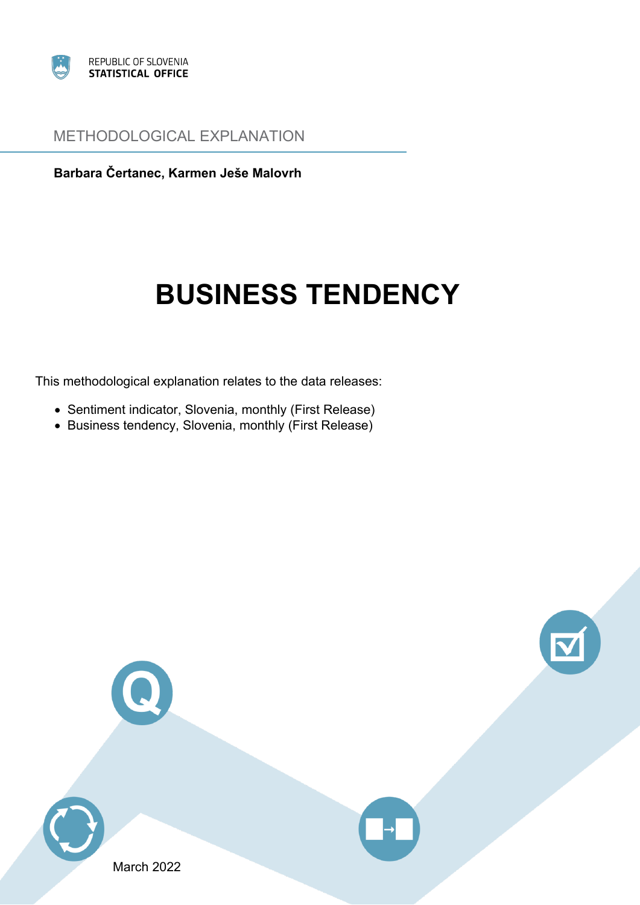REPUBLIC OF SLOVENIA
**STATISTICAL OFFICE**

METHODOLOGICAL EXPLANATION

**Barbara Čertanec, Karmen Ješe Malovrh**

# BUSINESS TENDENCY

This methodological explanation relates to the data releases:

- Sentiment indicator, Slovenia, monthly (First Release)
- Business tendency, Slovenia, monthly (First Release)

March 2022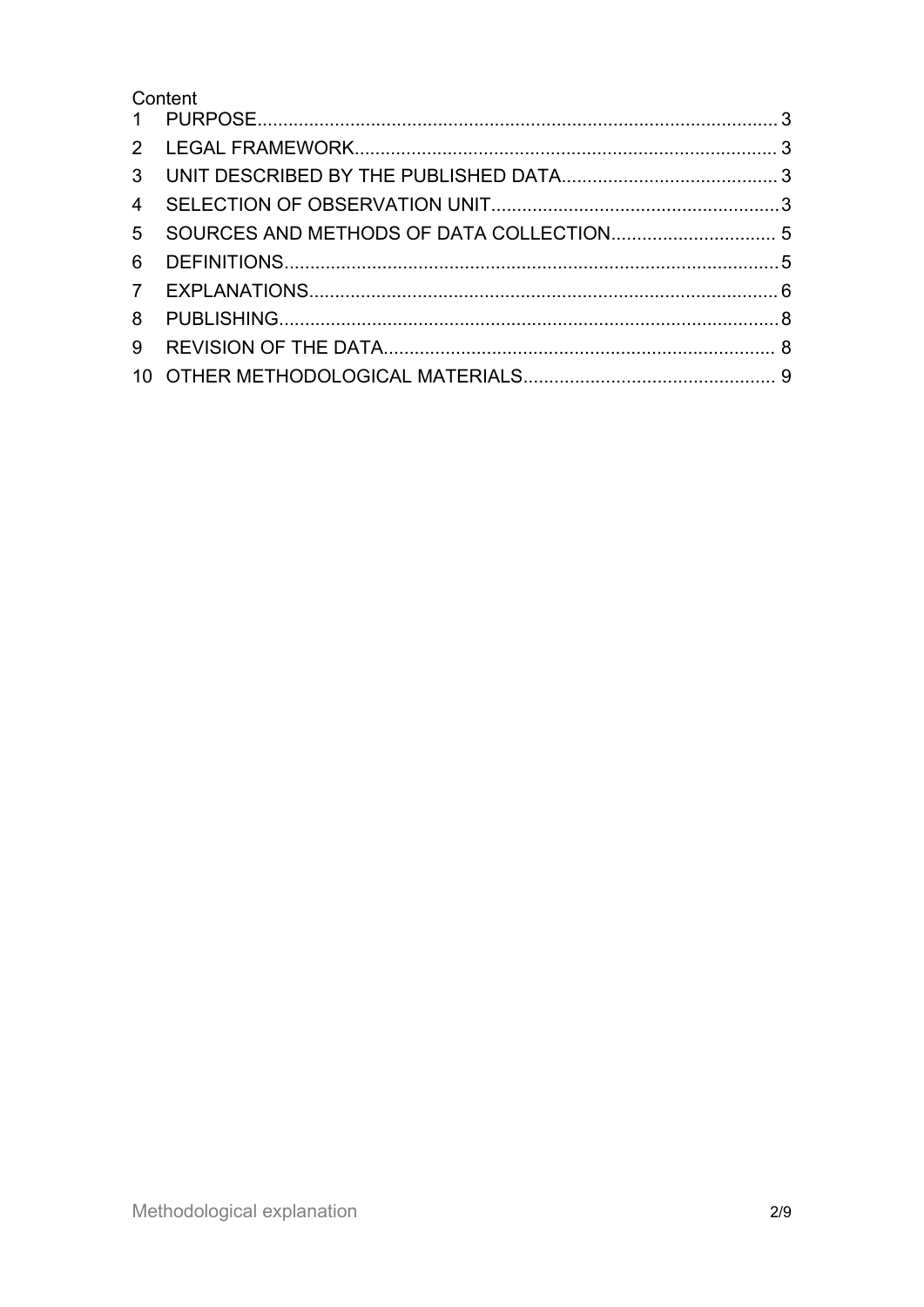Content

1 PURPOSE ..... 3
2 LEGAL FRAMEWORK ..... 3
3 UNIT DESCRIBED BY THE PUBLISHED DATA ..... 3
4 SELECTION OF OBSERVATION UNIT ..... 3
5 SOURCES AND METHODS OF DATA COLLECTION ..... 5
6 DEFINITIONS ..... 5
7 EXPLANATIONS ..... 6
8 PUBLISHING ..... 8
9 REVISION OF THE DATA ..... 8
10 OTHER METHODOLOGICAL MATERIALS ..... 9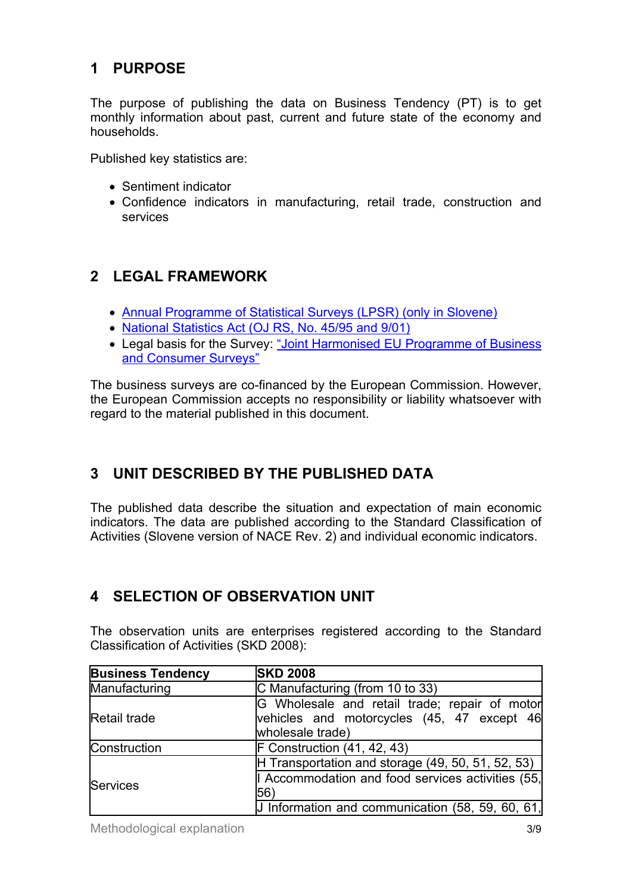## 1 PURPOSE

The purpose of publishing the data on Business Tendency (PT) is to get monthly information about past, current and future state of the economy and households.

Published key statistics are:

- Sentiment indicator
- Confidence indicators in manufacturing, retail trade, construction and services

## 2 LEGAL FRAMEWORK

- Annual Programme of Statistical Surveys (LPSR) (only in Slovene)
- National Statistics Act (OJ RS, No. 45/95 and 9/01)
- Legal basis for the Survey: "Joint Harmonised EU Programme of Business and Consumer Surveys"

The business surveys are co-financed by the European Commission. However, the European Commission accepts no responsibility or liability whatsoever with regard to the material published in this document.

## 3 UNIT DESCRIBED BY THE PUBLISHED DATA

The published data describe the situation and expectation of main economic indicators. The data are published according to the Standard Classification of Activities (Slovene version of NACE Rev. 2) and individual economic indicators.

## 4 SELECTION OF OBSERVATION UNIT

The observation units are enterprises registered according to the Standard Classification of Activities (SKD 2008):

| **Business Tendency** | **SKD 2008** |
|---|---|
| Manufacturing | C Manufacturing (from 10 to 33) |
| Retail trade | G Wholesale and retail trade; repair of motor vehicles and motorcycles (45, 47 except 46 wholesale trade) |
| Construction | F Construction (41, 42, 43) |
| Services | H Transportation and storage (49, 50, 51, 52, 53) |
| | I Accommodation and food services activities (55, 56) |
| | J Information and communication (58, 59, 60, 61, |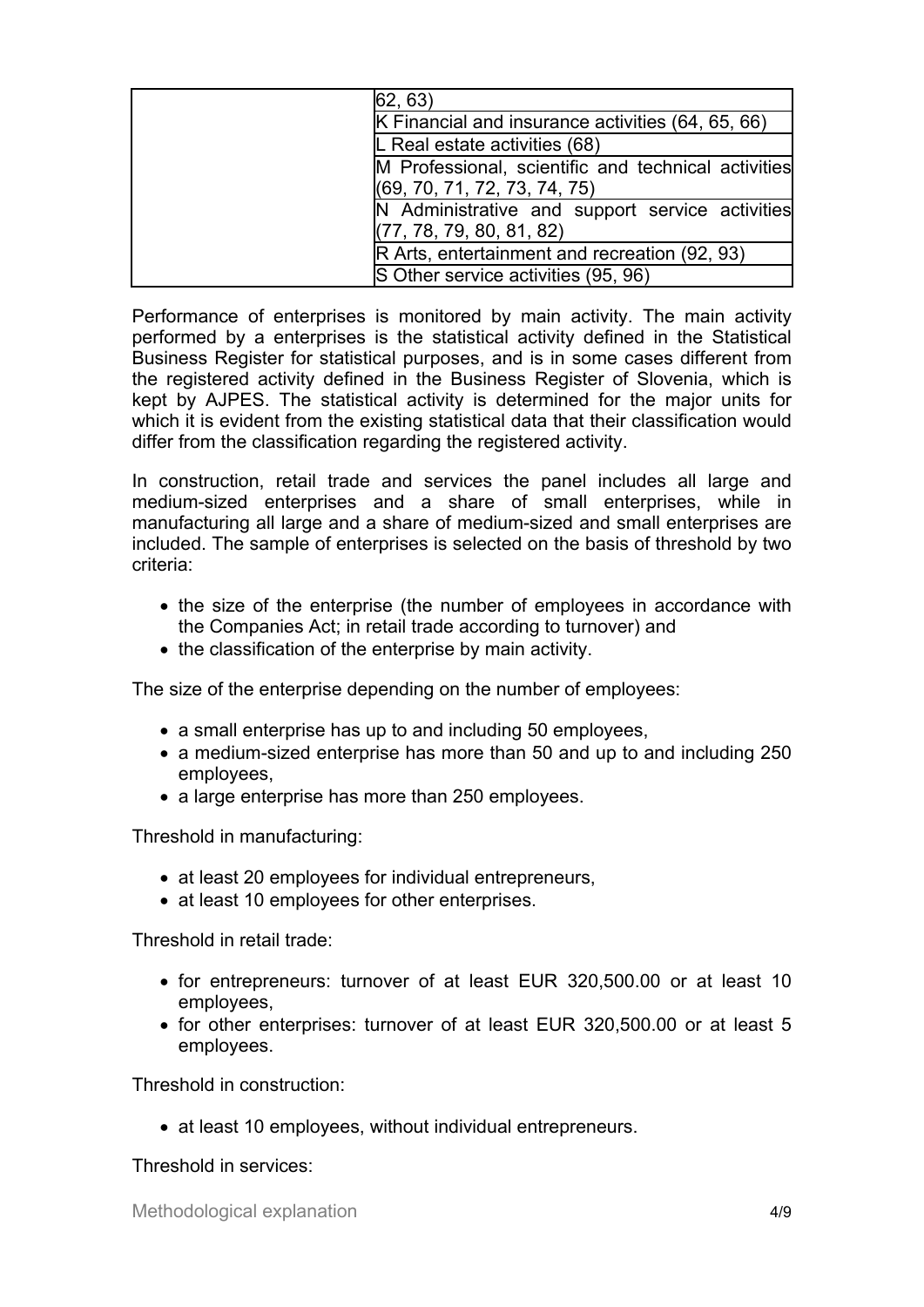| | |
|---|---|
| | 62, 63) |
| | K Financial and insurance activities (64, 65, 66) |
| | L Real estate activities (68) |
| | M Professional, scientific and technical activities (69, 70, 71, 72, 73, 74, 75) |
| | N Administrative and support service activities (77, 78, 79, 80, 81, 82) |
| | R Arts, entertainment and recreation (92, 93) |
| | S Other service activities (95, 96) |

Performance of enterprises is monitored by main activity. The main activity performed by a enterprises is the statistical activity defined in the Statistical Business Register for statistical purposes, and is in some cases different from the registered activity defined in the Business Register of Slovenia, which is kept by AJPES. The statistical activity is determined for the major units for which it is evident from the existing statistical data that their classification would differ from the classification regarding the registered activity.

In construction, retail trade and services the panel includes all large and medium-sized enterprises and a share of small enterprises, while in manufacturing all large and a share of medium-sized and small enterprises are included. The sample of enterprises is selected on the basis of threshold by two criteria:

- the size of the enterprise (the number of employees in accordance with the Companies Act; in retail trade according to turnover) and
- the classification of the enterprise by main activity.

The size of the enterprise depending on the number of employees:

- a small enterprise has up to and including 50 employees,
- a medium-sized enterprise has more than 50 and up to and including 250 employees,
- a large enterprise has more than 250 employees.

Threshold in manufacturing:

- at least 20 employees for individual entrepreneurs,
- at least 10 employees for other enterprises.

Threshold in retail trade:

- for entrepreneurs: turnover of at least EUR 320,500.00 or at least 10 employees,
- for other enterprises: turnover of at least EUR 320,500.00 or at least 5 employees.

Threshold in construction:

- at least 10 employees, without individual entrepreneurs.

Threshold in services: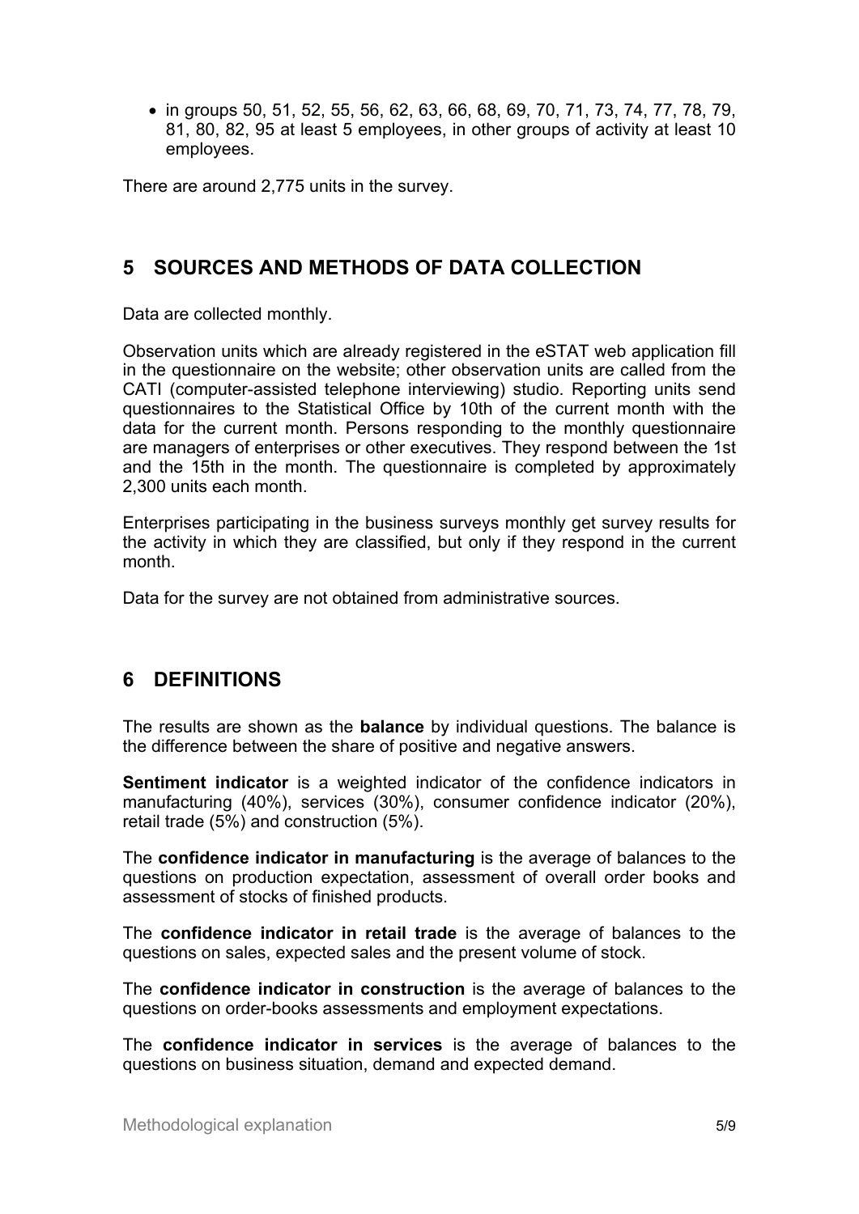- in groups 50, 51, 52, 55, 56, 62, 63, 66, 68, 69, 70, 71, 73, 74, 77, 78, 79, 81, 80, 82, 95 at least 5 employees, in other groups of activity at least 10 employees.

There are around 2,775 units in the survey.

## 5 SOURCES AND METHODS OF DATA COLLECTION

Data are collected monthly.

Observation units which are already registered in the eSTAT web application fill in the questionnaire on the website; other observation units are called from the CATI (computer-assisted telephone interviewing) studio. Reporting units send questionnaires to the Statistical Office by 10th of the current month with the data for the current month. Persons responding to the monthly questionnaire are managers of enterprises or other executives. They respond between the 1st and the 15th in the month. The questionnaire is completed by approximately 2,300 units each month.

Enterprises participating in the business surveys monthly get survey results for the activity in which they are classified, but only if they respond in the current month.

Data for the survey are not obtained from administrative sources.

## 6 DEFINITIONS

The results are shown as the **balance** by individual questions. The balance is the difference between the share of positive and negative answers.

**Sentiment indicator** is a weighted indicator of the confidence indicators in manufacturing (40%), services (30%), consumer confidence indicator (20%), retail trade (5%) and construction (5%).

The **confidence indicator in manufacturing** is the average of balances to the questions on production expectation, assessment of overall order books and assessment of stocks of finished products.

The **confidence indicator in retail trade** is the average of balances to the questions on sales, expected sales and the present volume of stock.

The **confidence indicator in construction** is the average of balances to the questions on order-books assessments and employment expectations.

The **confidence indicator in services** is the average of balances to the questions on business situation, demand and expected demand.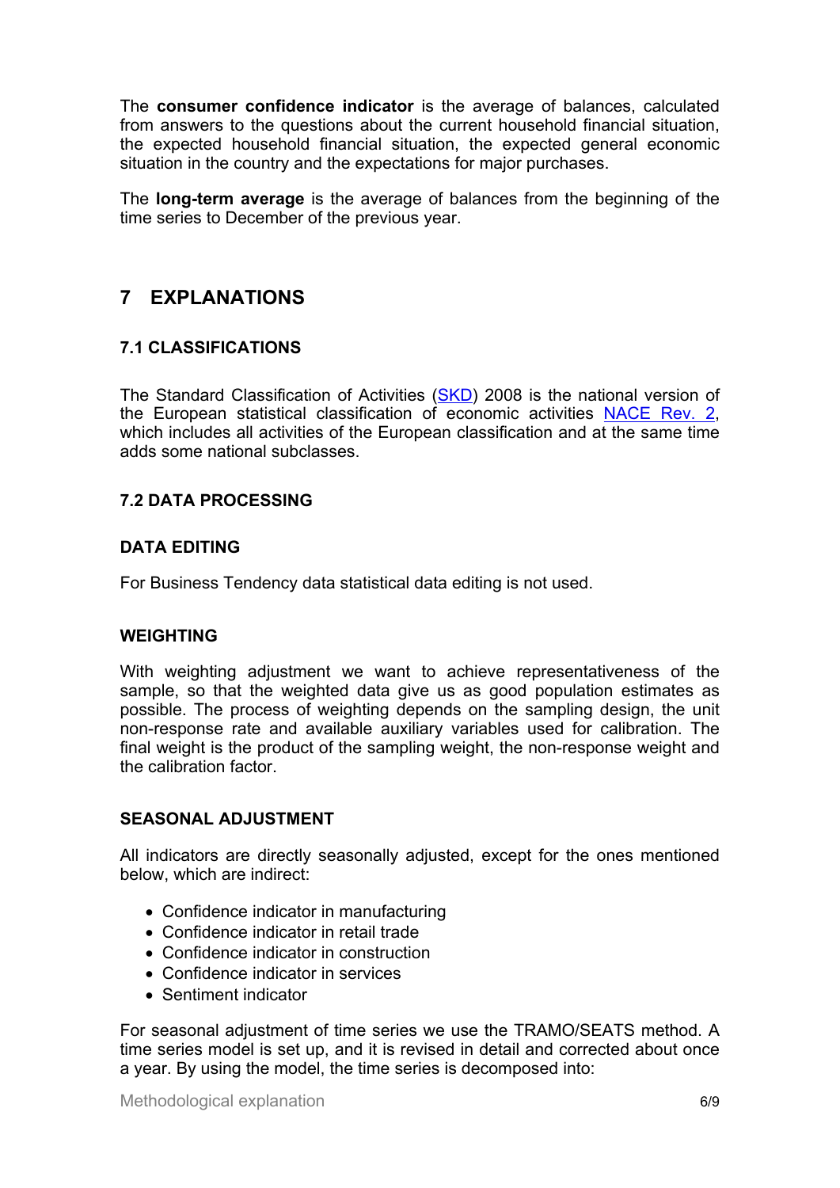The **consumer confidence indicator** is the average of balances, calculated from answers to the questions about the current household financial situation, the expected household financial situation, the expected general economic situation in the country and the expectations for major purchases.

The **long-term average** is the average of balances from the beginning of the time series to December of the previous year.

# 7 EXPLANATIONS

## 7.1 CLASSIFICATIONS

The Standard Classification of Activities (SKD) 2008 is the national version of the European statistical classification of economic activities NACE Rev. 2, which includes all activities of the European classification and at the same time adds some national subclasses.

## 7.2 DATA PROCESSING

### DATA EDITING

For Business Tendency data statistical data editing is not used.

### WEIGHTING

With weighting adjustment we want to achieve representativeness of the sample, so that the weighted data give us as good population estimates as possible. The process of weighting depends on the sampling design, the unit non-response rate and available auxiliary variables used for calibration. The final weight is the product of the sampling weight, the non-response weight and the calibration factor.

### SEASONAL ADJUSTMENT

All indicators are directly seasonally adjusted, except for the ones mentioned below, which are indirect:

- Confidence indicator in manufacturing
- Confidence indicator in retail trade
- Confidence indicator in construction
- Confidence indicator in services
- Sentiment indicator

For seasonal adjustment of time series we use the TRAMO/SEATS method. A time series model is set up, and it is revised in detail and corrected about once a year. By using the model, the time series is decomposed into: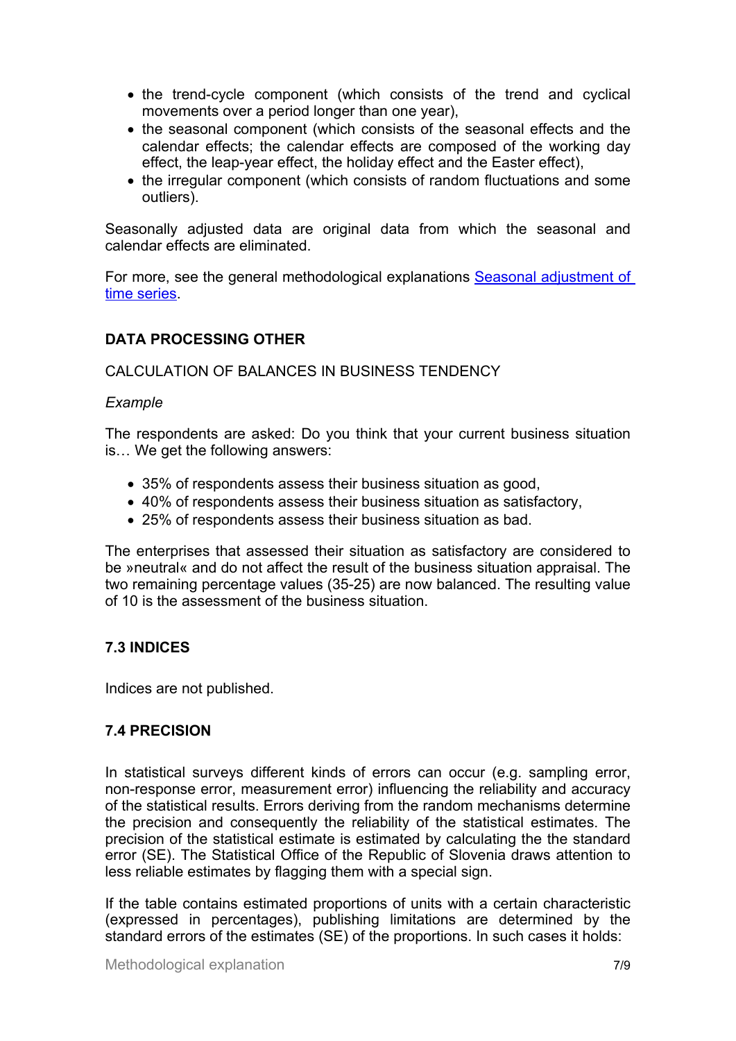- the trend-cycle component (which consists of the trend and cyclical movements over a period longer than one year),
- the seasonal component (which consists of the seasonal effects and the calendar effects; the calendar effects are composed of the working day effect, the leap-year effect, the holiday effect and the Easter effect),
- the irregular component (which consists of random fluctuations and some outliers).

Seasonally adjusted data are original data from which the seasonal and calendar effects are eliminated.

For more, see the general methodological explanations Seasonal adjustment of time series.

### DATA PROCESSING OTHER

CALCULATION OF BALANCES IN BUSINESS TENDENCY

*Example*

The respondents are asked: Do you think that your current business situation is… We get the following answers:

- 35% of respondents assess their business situation as good,
- 40% of respondents assess their business situation as satisfactory,
- 25% of respondents assess their business situation as bad.

The enterprises that assessed their situation as satisfactory are considered to be »neutral« and do not affect the result of the business situation appraisal. The two remaining percentage values (35-25) are now balanced. The resulting value of 10 is the assessment of the business situation.

## 7.3 INDICES

Indices are not published.

## 7.4 PRECISION

In statistical surveys different kinds of errors can occur (e.g. sampling error, non-response error, measurement error) influencing the reliability and accuracy of the statistical results. Errors deriving from the random mechanisms determine the precision and consequently the reliability of the statistical estimates. The precision of the statistical estimate is estimated by calculating the the standard error (SE). The Statistical Office of the Republic of Slovenia draws attention to less reliable estimates by flagging them with a special sign.

If the table contains estimated proportions of units with a certain characteristic (expressed in percentages), publishing limitations are determined by the standard errors of the estimates (SE) of the proportions. In such cases it holds: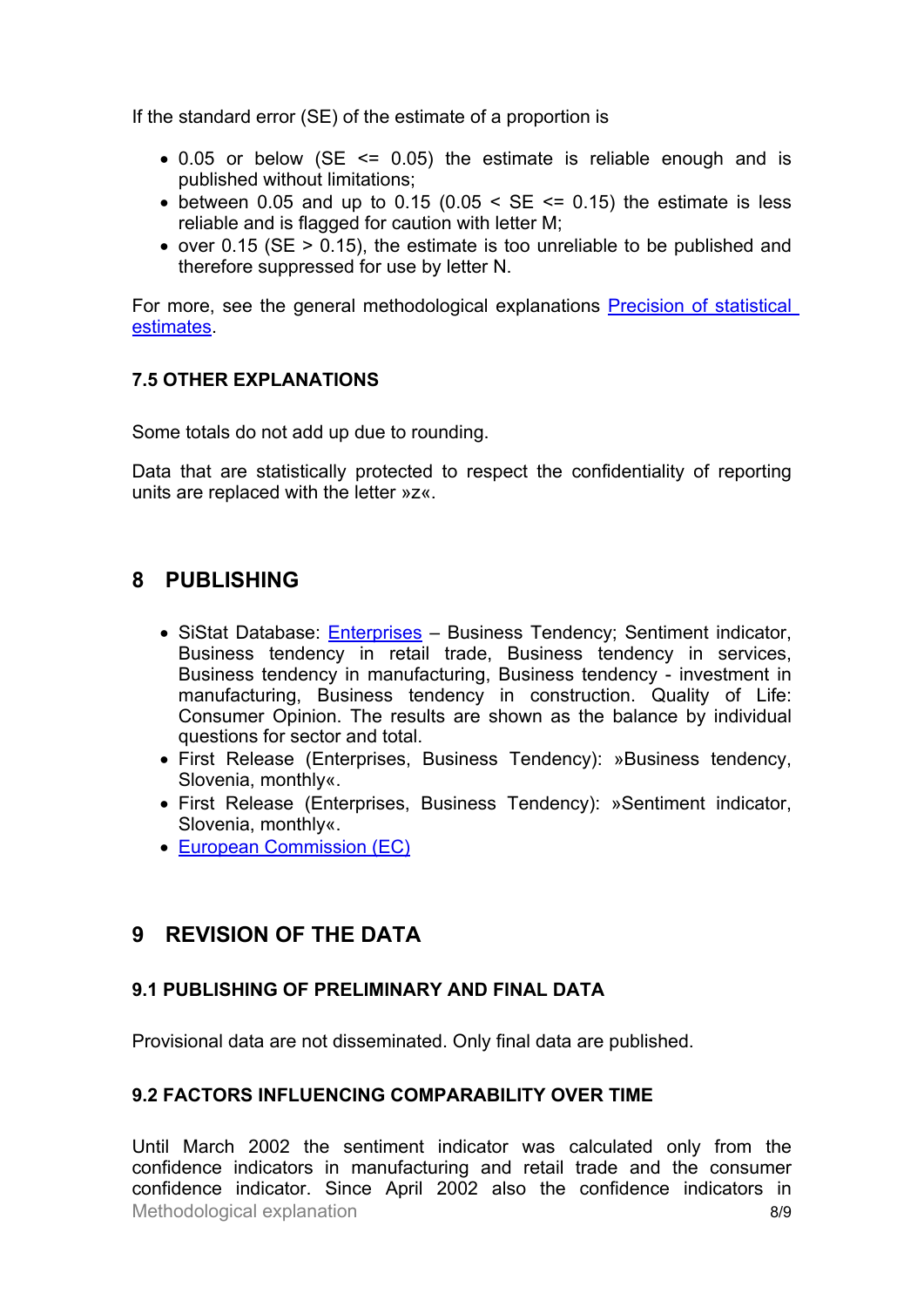If the standard error (SE) of the estimate of a proportion is

- 0.05 or below (SE <= 0.05) the estimate is reliable enough and is published without limitations;
- between 0.05 and up to 0.15 (0.05 < SE <= 0.15) the estimate is less reliable and is flagged for caution with letter M;
- over 0.15 (SE > 0.15), the estimate is too unreliable to be published and therefore suppressed for use by letter N.

For more, see the general methodological explanations [Precision of statistical estimates](#).

### 7.5 OTHER EXPLANATIONS

Some totals do not add up due to rounding.

Data that are statistically protected to respect the confidentiality of reporting units are replaced with the letter »z«.

## 8 PUBLISHING

- SiStat Database: [Enterprises](#) – Business Tendency; Sentiment indicator, Business tendency in retail trade, Business tendency in services, Business tendency in manufacturing, Business tendency - investment in manufacturing, Business tendency in construction. Quality of Life: Consumer Opinion. The results are shown as the balance by individual questions for sector and total.
- First Release (Enterprises, Business Tendency): »Business tendency, Slovenia, monthly«.
- First Release (Enterprises, Business Tendency): »Sentiment indicator, Slovenia, monthly«.
- [European Commission (EC)](#)

## 9 REVISION OF THE DATA

### 9.1 PUBLISHING OF PRELIMINARY AND FINAL DATA

Provisional data are not disseminated. Only final data are published.

### 9.2 FACTORS INFLUENCING COMPARABILITY OVER TIME

Until March 2002 the sentiment indicator was calculated only from the confidence indicators in manufacturing and retail trade and the consumer confidence indicator. Since April 2002 also the confidence indicators in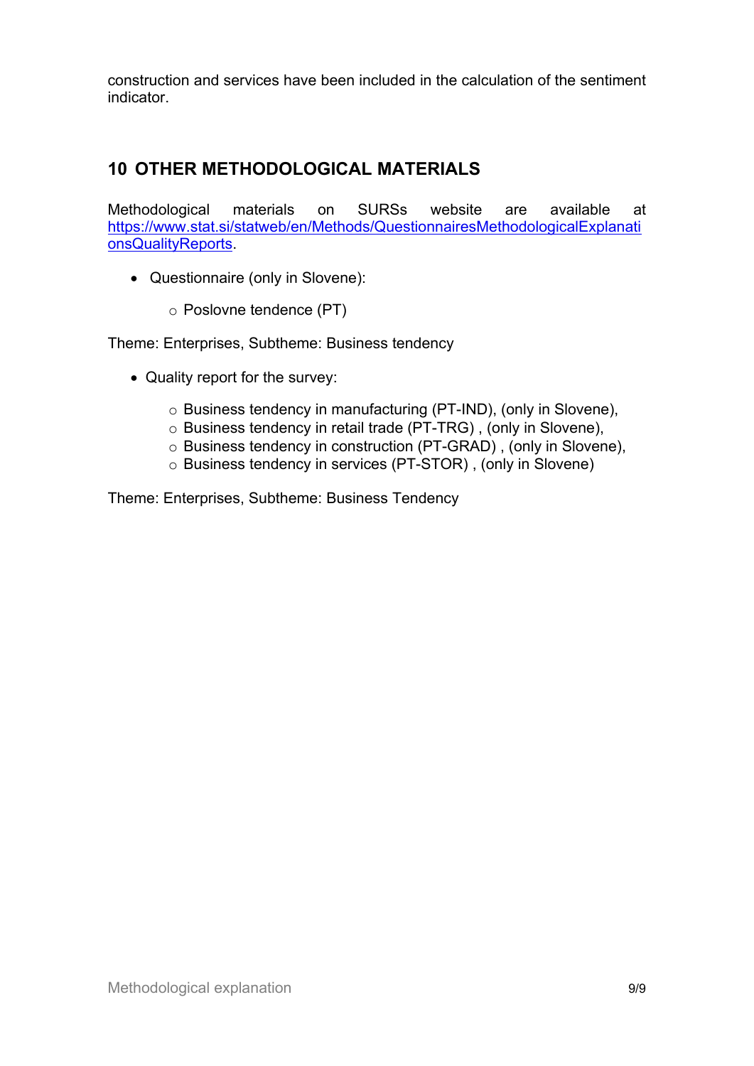construction and services have been included in the calculation of the sentiment indicator.

## 10 OTHER METHODOLOGICAL MATERIALS

Methodological materials on SURSs website are available at https://www.stat.si/statweb/en/Methods/QuestionnairesMethodologicalExplanationsQualityReports.

- Questionnaire (only in Slovene):
  - Poslovne tendence (PT)

Theme: Enterprises, Subtheme: Business tendency

- Quality report for the survey:
  - Business tendency in manufacturing (PT-IND), (only in Slovene),
  - Business tendency in retail trade (PT-TRG) , (only in Slovene),
  - Business tendency in construction (PT-GRAD) , (only in Slovene),
  - Business tendency in services (PT-STOR) , (only in Slovene)

Theme: Enterprises, Subtheme: Business Tendency